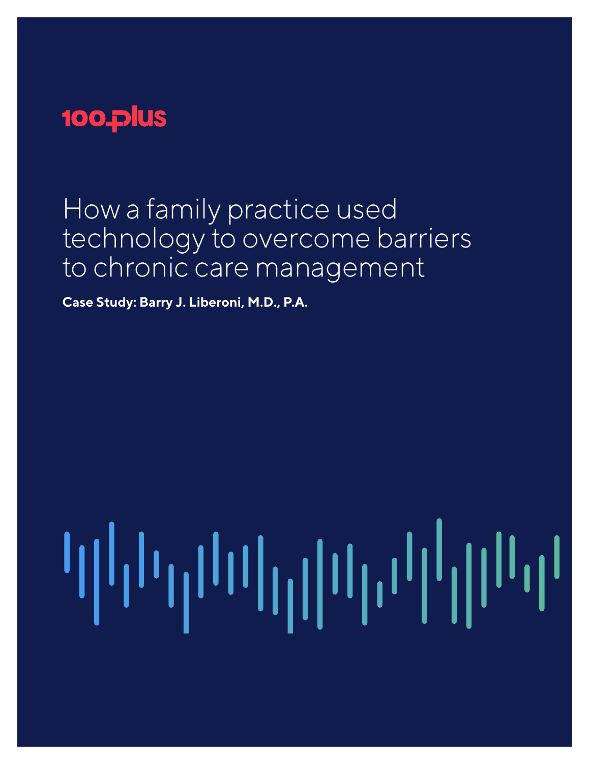100plus

# How a family practice used technology to overcome barriers to chronic care management

**Case Study: Barry J. Liberoni, M.D., P.A.**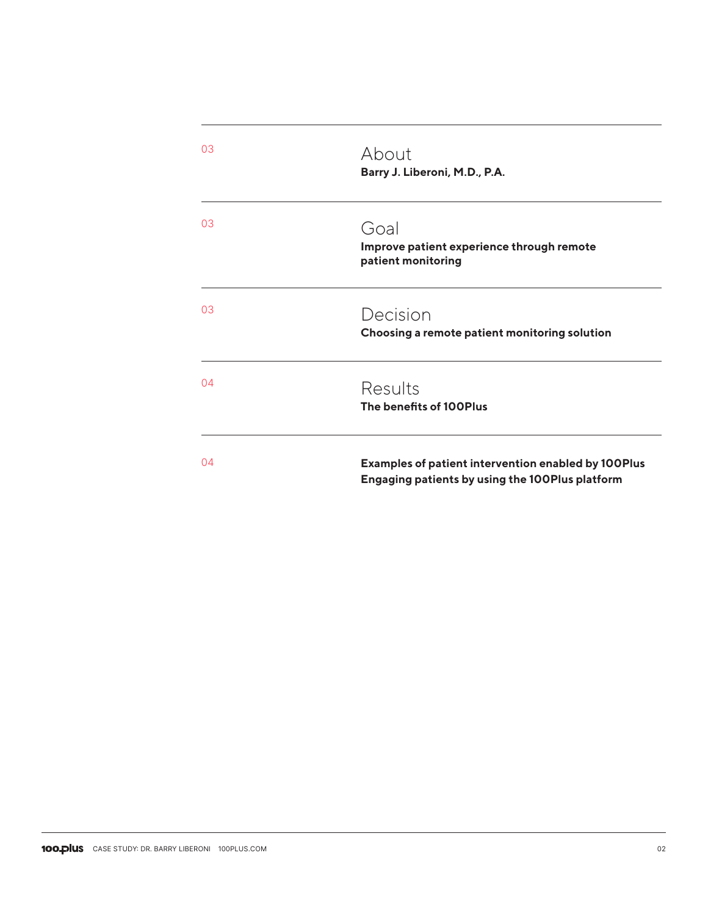| | |
|---|---|
| 03 | **About**<br>**Barry J. Liberoni, M.D., P.A.** |
| 03 | **Goal**<br>**Improve patient experience through remote patient monitoring** |
| 03 | **Decision**<br>**Choosing a remote patient monitoring solution** |
| 04 | **Results**<br>**The benefits of 100Plus** |
| 04 | **Examples of patient intervention enabled by 100Plus**<br>**Engaging patients by using the 100Plus platform** |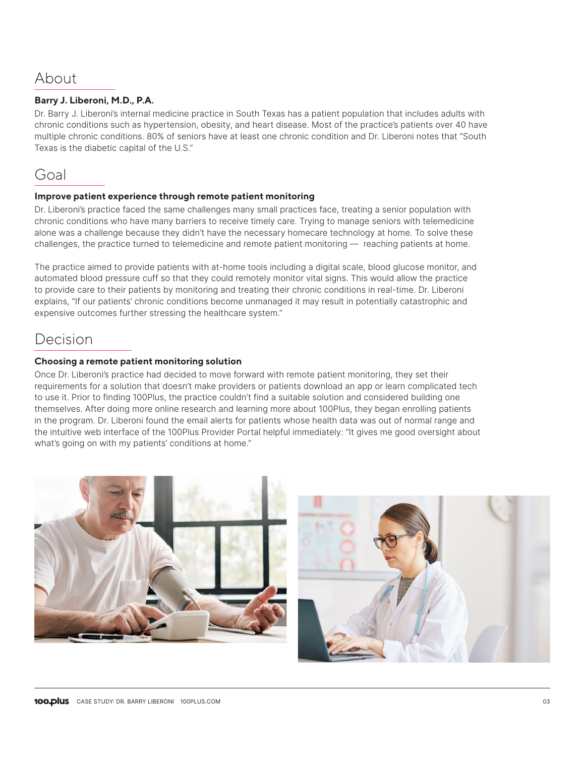## About

**Barry J. Liberoni, M.D., P.A.**

Dr. Barry J. Liberoni's internal medicine practice in South Texas has a patient population that includes adults with chronic conditions such as hypertension, obesity, and heart disease. Most of the practice's patients over 40 have multiple chronic conditions. 80% of seniors have at least one chronic condition and Dr. Liberoni notes that "South Texas is the diabetic capital of the U.S."

## Goal

**Improve patient experience through remote patient monitoring**

Dr. Liberoni's practice faced the same challenges many small practices face, treating a senior population with chronic conditions who have many barriers to receive timely care. Trying to manage seniors with telemedicine alone was a challenge because they didn't have the necessary homecare technology at home. To solve these challenges, the practice turned to telemedicine and remote patient monitoring — reaching patients at home.

The practice aimed to provide patients with at-home tools including a digital scale, blood glucose monitor, and automated blood pressure cuff so that they could remotely monitor vital signs. This would allow the practice to provide care to their patients by monitoring and treating their chronic conditions in real-time. Dr. Liberoni explains, "If our patients' chronic conditions become unmanaged it may result in potentially catastrophic and expensive outcomes further stressing the healthcare system."

## Decision

**Choosing a remote patient monitoring solution**

Once Dr. Liberoni's practice had decided to move forward with remote patient monitoring, they set their requirements for a solution that doesn't make providers or patients download an app or learn complicated tech to use it. Prior to finding 100Plus, the practice couldn't find a suitable solution and considered building one themselves. After doing more online research and learning more about 100Plus, they began enrolling patients in the program. Dr. Liberoni found the email alerts for patients whose health data was out of normal range and the intuitive web interface of the 100Plus Provider Portal helpful immediately: "It gives me good oversight about what's going on with my patients' conditions at home."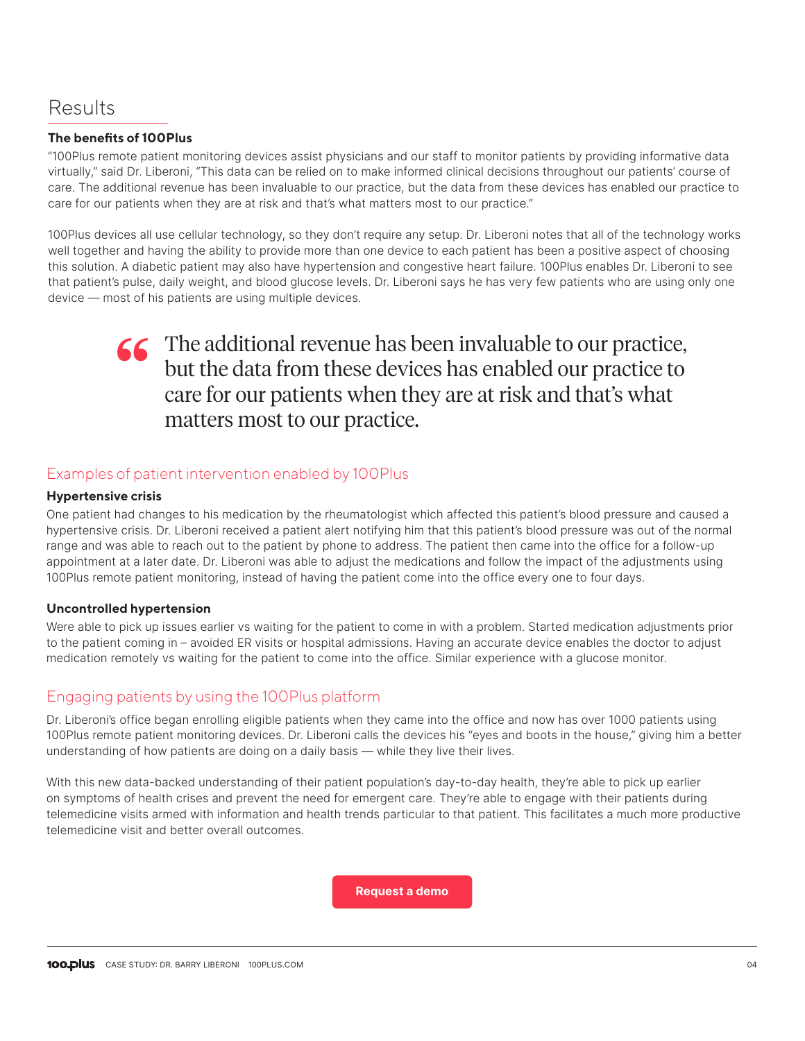## Results

**The benefits of 100Plus**

"100Plus remote patient monitoring devices assist physicians and our staff to monitor patients by providing informative data virtually," said Dr. Liberoni, "This data can be relied on to make informed clinical decisions throughout our patients' course of care. The additional revenue has been invaluable to our practice, but the data from these devices has enabled our practice to care for our patients when they are at risk and that's what matters most to our practice."

100Plus devices all use cellular technology, so they don't require any setup. Dr. Liberoni notes that all of the technology works well together and having the ability to provide more than one device to each patient has been a positive aspect of choosing this solution. A diabetic patient may also have hypertension and congestive heart failure. 100Plus enables Dr. Liberoni to see that patient's pulse, daily weight, and blood glucose levels. Dr. Liberoni says he has very few patients who are using only one device — most of his patients are using multiple devices.

> "The additional revenue has been invaluable to our practice, but the data from these devices has enabled our practice to care for our patients when they are at risk and that's what matters most to our practice.

### Examples of patient intervention enabled by 100Plus

**Hypertensive crisis**

One patient had changes to his medication by the rheumatologist which affected this patient's blood pressure and caused a hypertensive crisis. Dr. Liberoni received a patient alert notifying him that this patient's blood pressure was out of the normal range and was able to reach out to the patient by phone to address. The patient then came into the office for a follow-up appointment at a later date. Dr. Liberoni was able to adjust the medications and follow the impact of the adjustments using 100Plus remote patient monitoring, instead of having the patient come into the office every one to four days.

**Uncontrolled hypertension**

Were able to pick up issues earlier vs waiting for the patient to come in with a problem. Started medication adjustments prior to the patient coming in – avoided ER visits or hospital admissions. Having an accurate device enables the doctor to adjust medication remotely vs waiting for the patient to come into the office. Similar experience with a glucose monitor.

### Engaging patients by using the 100Plus platform

Dr. Liberoni's office began enrolling eligible patients when they came into the office and now has over 1000 patients using 100Plus remote patient monitoring devices. Dr. Liberoni calls the devices his "eyes and boots in the house," giving him a better understanding of how patients are doing on a daily basis — while they live their lives.

With this new data-backed understanding of their patient population's day-to-day health, they're able to pick up earlier on symptoms of health crises and prevent the need for emergent care. They're able to engage with their patients during telemedicine visits armed with information and health trends particular to that patient. This facilitates a much more productive telemedicine visit and better overall outcomes.

Request a demo